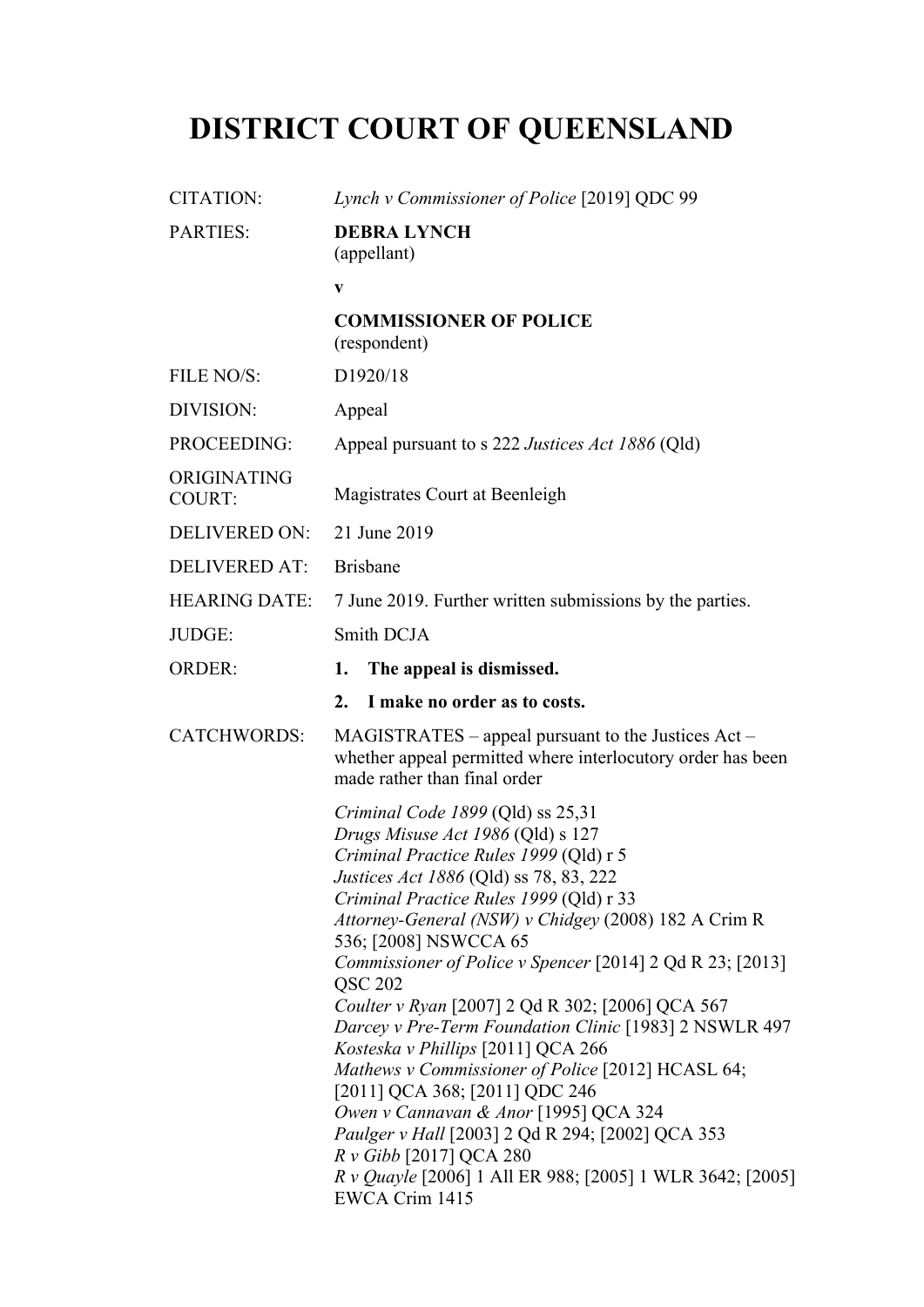# DISTRICT COURT OF QUEENSLAND

| | |
|---|---|
| CITATION: | *Lynch v Commissioner of Police* [2019] QDC 99 |
| PARTIES: | **DEBRA LYNCH** (appellant) <br> **v** <br> **COMMISSIONER OF POLICE** (respondent) |
| FILE NO/S: | D1920/18 |
| DIVISION: | Appeal |
| PROCEEDING: | Appeal pursuant to s 222 *Justices Act 1886* (Qld) |
| ORIGINATING COURT: | Magistrates Court at Beenleigh |
| DELIVERED ON: | 21 June 2019 |
| DELIVERED AT: | Brisbane |
| HEARING DATE: | 7 June 2019. Further written submissions by the parties. |
| JUDGE: | Smith DCJA |
| ORDER: | **1. The appeal is dismissed.** <br> **2. I make no order as to costs.** |
| CATCHWORDS: | MAGISTRATES – appeal pursuant to the Justices Act – whether appeal permitted where interlocutory order has been made rather than final order |

*Criminal Code 1899* (Qld) ss 25,31
*Drugs Misuse Act 1986* (Qld) s 127
*Criminal Practice Rules 1999* (Qld) r 5
*Justices Act 1886* (Qld) ss 78, 83, 222
*Criminal Practice Rules 1999* (Qld) r 33
*Attorney-General (NSW) v Chidgey* (2008) 182 A Crim R 536; [2008] NSWCCA 65
*Commissioner of Police v Spencer* [2014] 2 Qd R 23; [2013] QSC 202
*Coulter v Ryan* [2007] 2 Qd R 302; [2006] QCA 567
*Darcey v Pre-Term Foundation Clinic* [1983] 2 NSWLR 497
*Kosteska v Phillips* [2011] QCA 266
*Mathews v Commissioner of Police* [2012] HCASL 64; [2011] QCA 368; [2011] QDC 246
*Owen v Cannavan & Anor* [1995] QCA 324
*Paulger v Hall* [2003] 2 Qd R 294; [2002] QCA 353
*R v Gibb* [2017] QCA 280
*R v Quayle* [2006] 1 All ER 988; [2005] 1 WLR 3642; [2005] EWCA Crim 1415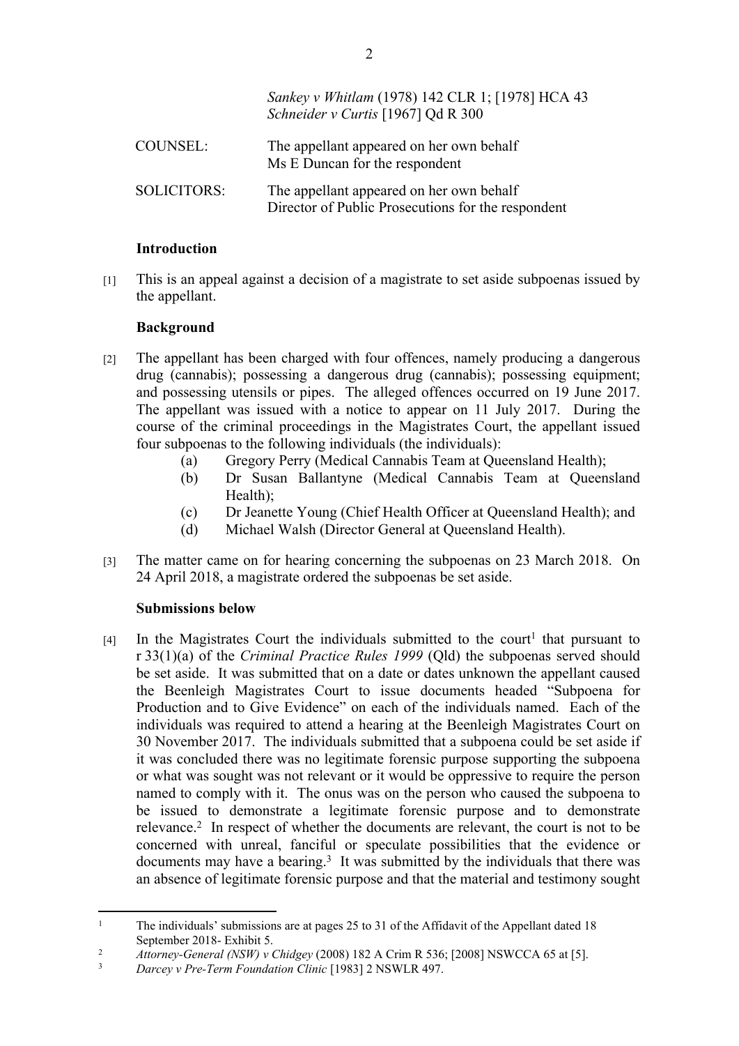*Sankey v Whitlam* (1978) 142 CLR 1; [1978] HCA 43
*Schneider v Curtis* [1967] Qd R 300

| | |
|---|---|
| COUNSEL: | The appellant appeared on her own behalf<br>Ms E Duncan for the respondent |
| SOLICITORS: | The appellant appeared on her own behalf<br>Director of Public Prosecutions for the respondent |

**Introduction**

[1] This is an appeal against a decision of a magistrate to set aside subpoenas issued by the appellant.

**Background**

[2] The appellant has been charged with four offences, namely producing a dangerous drug (cannabis); possessing a dangerous drug (cannabis); possessing equipment; and possessing utensils or pipes. The alleged offences occurred on 19 June 2017. The appellant was issued with a notice to appear on 11 July 2017. During the course of the criminal proceedings in the Magistrates Court, the appellant issued four subpoenas to the following individuals (the individuals):

(a) Gregory Perry (Medical Cannabis Team at Queensland Health);
(b) Dr Susan Ballantyne (Medical Cannabis Team at Queensland Health);
(c) Dr Jeanette Young (Chief Health Officer at Queensland Health); and
(d) Michael Walsh (Director General at Queensland Health).

[3] The matter came on for hearing concerning the subpoenas on 23 March 2018. On 24 April 2018, a magistrate ordered the subpoenas be set aside.

**Submissions below**

[4] In the Magistrates Court the individuals submitted to the court[1] that pursuant to r 33(1)(a) of the *Criminal Practice Rules 1999* (Qld) the subpoenas served should be set aside. It was submitted that on a date or dates unknown the appellant caused the Beenleigh Magistrates Court to issue documents headed "Subpoena for Production and to Give Evidence" on each of the individuals named. Each of the individuals was required to attend a hearing at the Beenleigh Magistrates Court on 30 November 2017. The individuals submitted that a subpoena could be set aside if it was concluded there was no legitimate forensic purpose supporting the subpoena or what was sought was not relevant or it would be oppressive to require the person named to comply with it. The onus was on the person who caused the subpoena to be issued to demonstrate a legitimate forensic purpose and to demonstrate relevance.[2] In respect of whether the documents are relevant, the court is not to be concerned with unreal, fanciful or speculate possibilities that the evidence or documents may have a bearing.[3] It was submitted by the individuals that there was an absence of legitimate forensic purpose and that the material and testimony sought

---

[1] The individuals' submissions are at pages 25 to 31 of the Affidavit of the Appellant dated 18 September 2018- Exhibit 5.

[2] *Attorney-General (NSW) v Chidgey* (2008) 182 A Crim R 536; [2008] NSWCCA 65 at [5].

[3] *Darcey v Pre-Term Foundation Clinic* [1983] 2 NSWLR 497.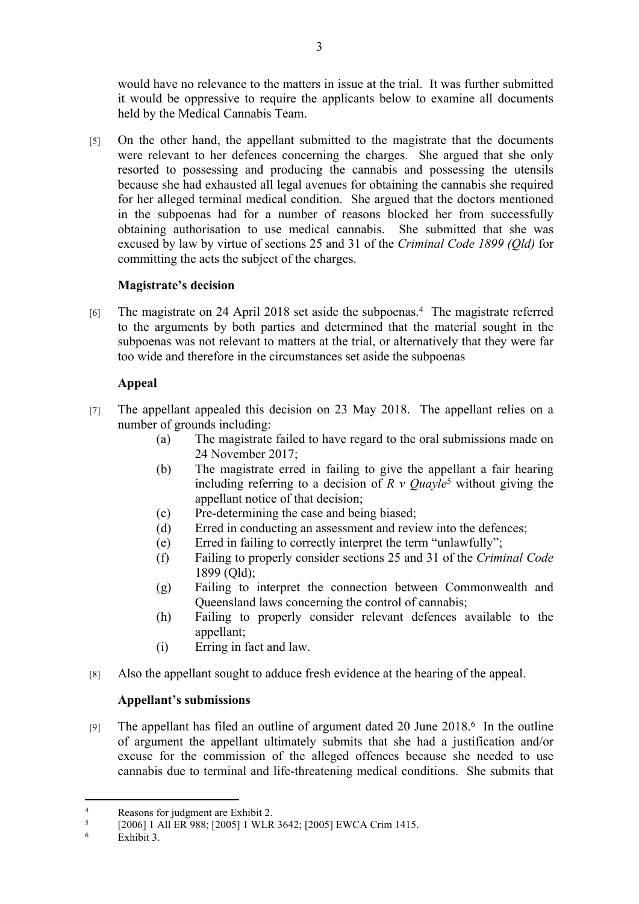would have no relevance to the matters in issue at the trial. It was further submitted it would be oppressive to require the applicants below to examine all documents held by the Medical Cannabis Team.

[5] On the other hand, the appellant submitted to the magistrate that the documents were relevant to her defences concerning the charges. She argued that she only resorted to possessing and producing the cannabis and possessing the utensils because she had exhausted all legal avenues for obtaining the cannabis she required for her alleged terminal medical condition. She argued that the doctors mentioned in the subpoenas had for a number of reasons blocked her from successfully obtaining authorisation to use medical cannabis. She submitted that she was excused by law by virtue of sections 25 and 31 of the *Criminal Code 1899 (Qld)* for committing the acts the subject of the charges.

**Magistrate's decision**

[6] The magistrate on 24 April 2018 set aside the subpoenas.[4] The magistrate referred to the arguments by both parties and determined that the material sought in the subpoenas was not relevant to matters at the trial, or alternatively that they were far too wide and therefore in the circumstances set aside the subpoenas

**Appeal**

[7] The appellant appealed this decision on 23 May 2018. The appellant relies on a number of grounds including:

(a) The magistrate failed to have regard to the oral submissions made on 24 November 2017;

(b) The magistrate erred in failing to give the appellant a fair hearing including referring to a decision of *R v Quayle*[5] without giving the appellant notice of that decision;

(c) Pre-determining the case and being biased;

(d) Erred in conducting an assessment and review into the defences;

(e) Erred in failing to correctly interpret the term "unlawfully";

(f) Failing to properly consider sections 25 and 31 of the *Criminal Code* 1899 (Qld);

(g) Failing to interpret the connection between Commonwealth and Queensland laws concerning the control of cannabis;

(h) Failing to properly consider relevant defences available to the appellant;

(i) Erring in fact and law.

[8] Also the appellant sought to adduce fresh evidence at the hearing of the appeal.

**Appellant's submissions**

[9] The appellant has filed an outline of argument dated 20 June 2018.[6] In the outline of argument the appellant ultimately submits that she had a justification and/or excuse for the commission of the alleged offences because she needed to use cannabis due to terminal and life-threatening medical conditions. She submits that

---

[4] Reasons for judgment are Exhibit 2.

[5] [2006] 1 All ER 988; [2005] 1 WLR 3642; [2005] EWCA Crim 1415.

[6] Exhibit 3.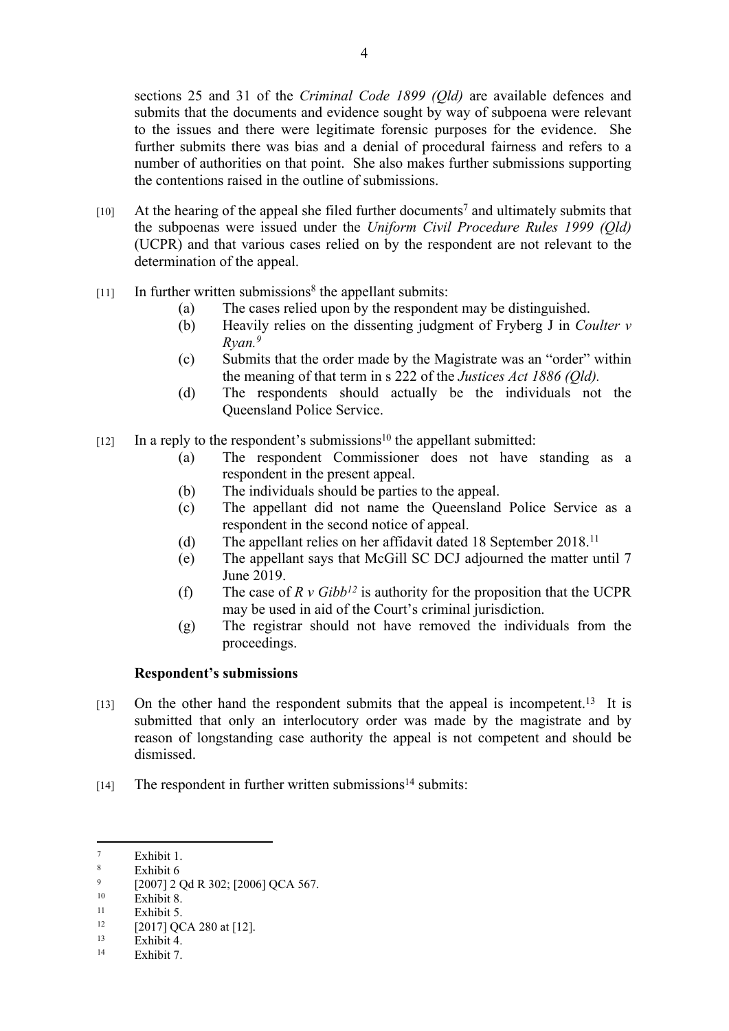sections 25 and 31 of the *Criminal Code 1899 (Qld)* are available defences and submits that the documents and evidence sought by way of subpoena were relevant to the issues and there were legitimate forensic purposes for the evidence. She further submits there was bias and a denial of procedural fairness and refers to a number of authorities on that point. She also makes further submissions supporting the contentions raised in the outline of submissions.

[10] At the hearing of the appeal she filed further documents[7] and ultimately submits that the subpoenas were issued under the *Uniform Civil Procedure Rules 1999 (Qld)* (UCPR) and that various cases relied on by the respondent are not relevant to the determination of the appeal.

[11] In further written submissions[8] the appellant submits:

(a) The cases relied upon by the respondent may be distinguished.

(b) Heavily relies on the dissenting judgment of Fryberg J in *Coulter v Ryan.*[9]

(c) Submits that the order made by the Magistrate was an "order" within the meaning of that term in s 222 of the *Justices Act 1886 (Qld).*

(d) The respondents should actually be the individuals not the Queensland Police Service.

[12] In a reply to the respondent's submissions[10] the appellant submitted:

(a) The respondent Commissioner does not have standing as a respondent in the present appeal.

(b) The individuals should be parties to the appeal.

(c) The appellant did not name the Queensland Police Service as a respondent in the second notice of appeal.

(d) The appellant relies on her affidavit dated 18 September 2018.[11]

(e) The appellant says that McGill SC DCJ adjourned the matter until 7 June 2019.

(f) The case of *R v Gibb*[12] is authority for the proposition that the UCPR may be used in aid of the Court's criminal jurisdiction.

(g) The registrar should not have removed the individuals from the proceedings.

### Respondent's submissions

[13] On the other hand the respondent submits that the appeal is incompetent.[13] It is submitted that only an interlocutory order was made by the magistrate and by reason of longstanding case authority the appeal is not competent and should be dismissed.

[14] The respondent in further written submissions[14] submits:

---

[7] Exhibit 1.

[8] Exhibit 6

[9] [2007] 2 Qd R 302; [2006] QCA 567.

[10] Exhibit 8.

[11] Exhibit 5.

[12] [2017] QCA 280 at [12].

[13] Exhibit 4.

[14] Exhibit 7.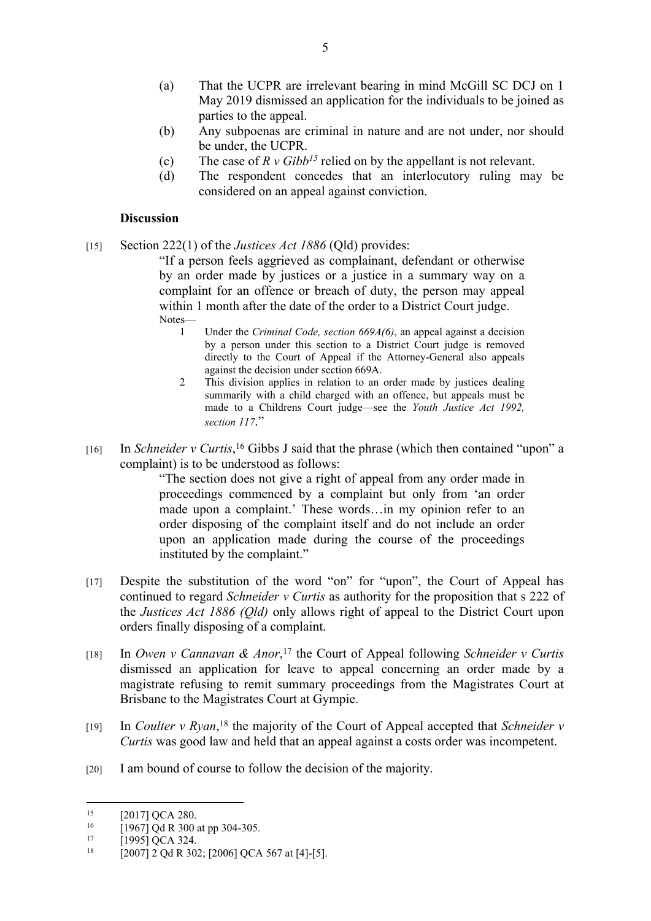(a) That the UCPR are irrelevant bearing in mind McGill SC DCJ on 1 May 2019 dismissed an application for the individuals to be joined as parties to the appeal.

(b) Any subpoenas are criminal in nature and are not under, nor should be under, the UCPR.

(c) The case of *R v Gibb*[15] relied on by the appellant is not relevant.

(d) The respondent concedes that an interlocutory ruling may be considered on an appeal against conviction.

**Discussion**

[15] Section 222(1) of the *Justices Act 1886* (Qld) provides:

> "If a person feels aggrieved as complainant, defendant or otherwise by an order made by justices or a justice in a summary way on a complaint for an offence or breach of duty, the person may appeal within 1 month after the date of the order to a District Court judge.
>
> Notes—
>
> 1 Under the *Criminal Code, section 669A(6)*, an appeal against a decision by a person under this section to a District Court judge is removed directly to the Court of Appeal if the Attorney-General also appeals against the decision under section 669A.
>
> 2 This division applies in relation to an order made by justices dealing summarily with a child charged with an offence, but appeals must be made to a Childrens Court judge—see the *Youth Justice Act 1992, section 117*."

[16] In *Schneider v Curtis*,[16] Gibbs J said that the phrase (which then contained "upon" a complaint) is to be understood as follows:

> "The section does not give a right of appeal from any order made in proceedings commenced by a complaint but only from 'an order made upon a complaint.' These words…in my opinion refer to an order disposing of the complaint itself and do not include an order upon an application made during the course of the proceedings instituted by the complaint."

[17] Despite the substitution of the word "on" for "upon", the Court of Appeal has continued to regard *Schneider v Curtis* as authority for the proposition that s 222 of the *Justices Act 1886 (Qld)* only allows right of appeal to the District Court upon orders finally disposing of a complaint.

[18] In *Owen v Cannavan & Anor*,[17] the Court of Appeal following *Schneider v Curtis* dismissed an application for leave to appeal concerning an order made by a magistrate refusing to remit summary proceedings from the Magistrates Court at Brisbane to the Magistrates Court at Gympie.

[19] In *Coulter v Ryan*,[18] the majority of the Court of Appeal accepted that *Schneider v Curtis* was good law and held that an appeal against a costs order was incompetent.

[20] I am bound of course to follow the decision of the majority.

---

[15] [2017] QCA 280.

[16] [1967] Qd R 300 at pp 304-305.

[17] [1995] QCA 324.

[18] [2007] 2 Qd R 302; [2006] QCA 567 at [4]-[5].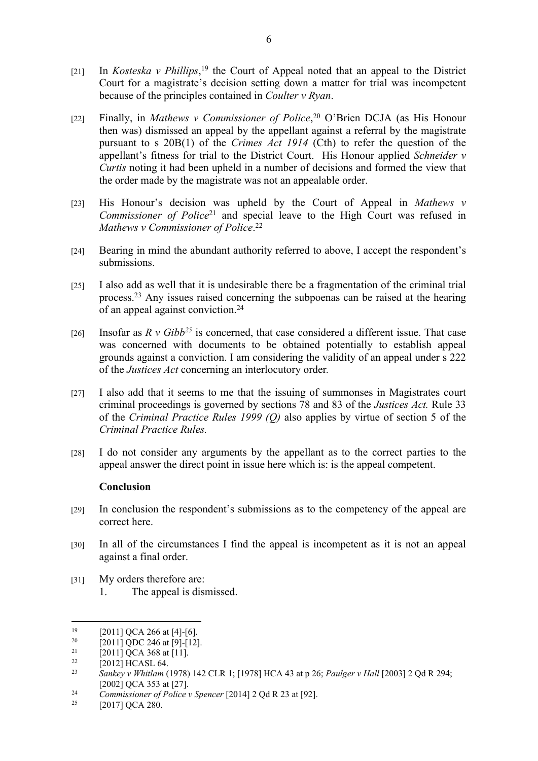[21] In *Kosteska v Phillips*,[19] the Court of Appeal noted that an appeal to the District Court for a magistrate's decision setting down a matter for trial was incompetent because of the principles contained in *Coulter v Ryan*.

[22] Finally, in *Mathews v Commissioner of Police*,[20] O'Brien DCJA (as His Honour then was) dismissed an appeal by the appellant against a referral by the magistrate pursuant to s 20B(1) of the *Crimes Act 1914* (Cth) to refer the question of the appellant's fitness for trial to the District Court. His Honour applied *Schneider v Curtis* noting it had been upheld in a number of decisions and formed the view that the order made by the magistrate was not an appealable order.

[23] His Honour's decision was upheld by the Court of Appeal in *Mathews v Commissioner of Police*[21] and special leave to the High Court was refused in *Mathews v Commissioner of Police*.[22]

[24] Bearing in mind the abundant authority referred to above, I accept the respondent's submissions.

[25] I also add as well that it is undesirable there be a fragmentation of the criminal trial process.[23] Any issues raised concerning the subpoenas can be raised at the hearing of an appeal against conviction.[24]

[26] Insofar as *R v Gibb*[25] is concerned, that case considered a different issue. That case was concerned with documents to be obtained potentially to establish appeal grounds against a conviction. I am considering the validity of an appeal under s 222 of the *Justices Act* concerning an interlocutory order.

[27] I also add that it seems to me that the issuing of summonses in Magistrates court criminal proceedings is governed by sections 78 and 83 of the *Justices Act.* Rule 33 of the *Criminal Practice Rules 1999 (Q)* also applies by virtue of section 5 of the *Criminal Practice Rules.*

[28] I do not consider any arguments by the appellant as to the correct parties to the appeal answer the direct point in issue here which is: is the appeal competent.

**Conclusion**

[29] In conclusion the respondent's submissions as to the competency of the appeal are correct here.

[30] In all of the circumstances I find the appeal is incompetent as it is not an appeal against a final order.

[31] My orders therefore are:

1. The appeal is dismissed.

---

[19] [2011] QCA 266 at [4]-[6].

[20] [2011] QDC 246 at [9]-[12].

[21] [2011] QCA 368 at [11].

[22] [2012] HCASL 64.

[23] *Sankey v Whitlam* (1978) 142 CLR 1; [1978] HCA 43 at p 26; *Paulger v Hall* [2003] 2 Qd R 294; [2002] QCA 353 at [27].

[24] *Commissioner of Police v Spencer* [2014] 2 Qd R 23 at [92].

[25] [2017] QCA 280.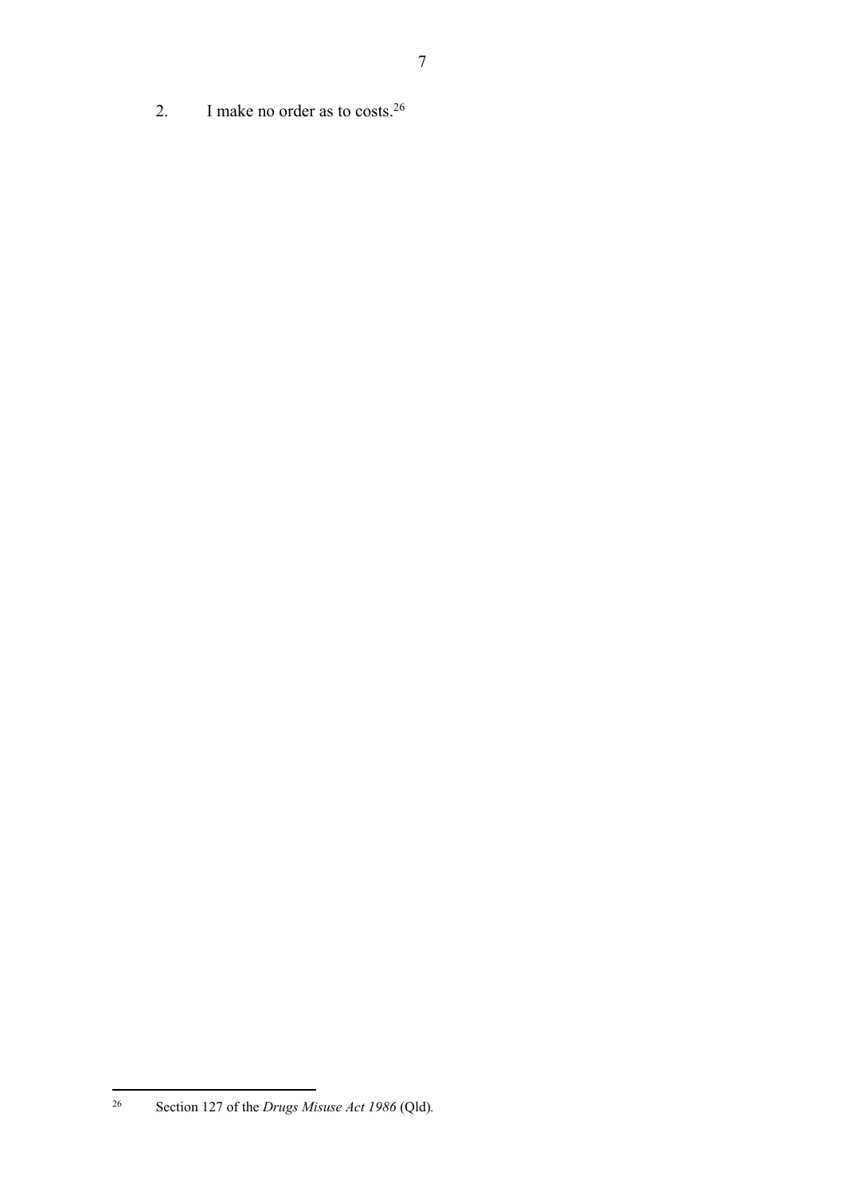2. I make no order as to costs.[26]

---

[26] Section 127 of the *Drugs Misuse Act 1986* (Qld).